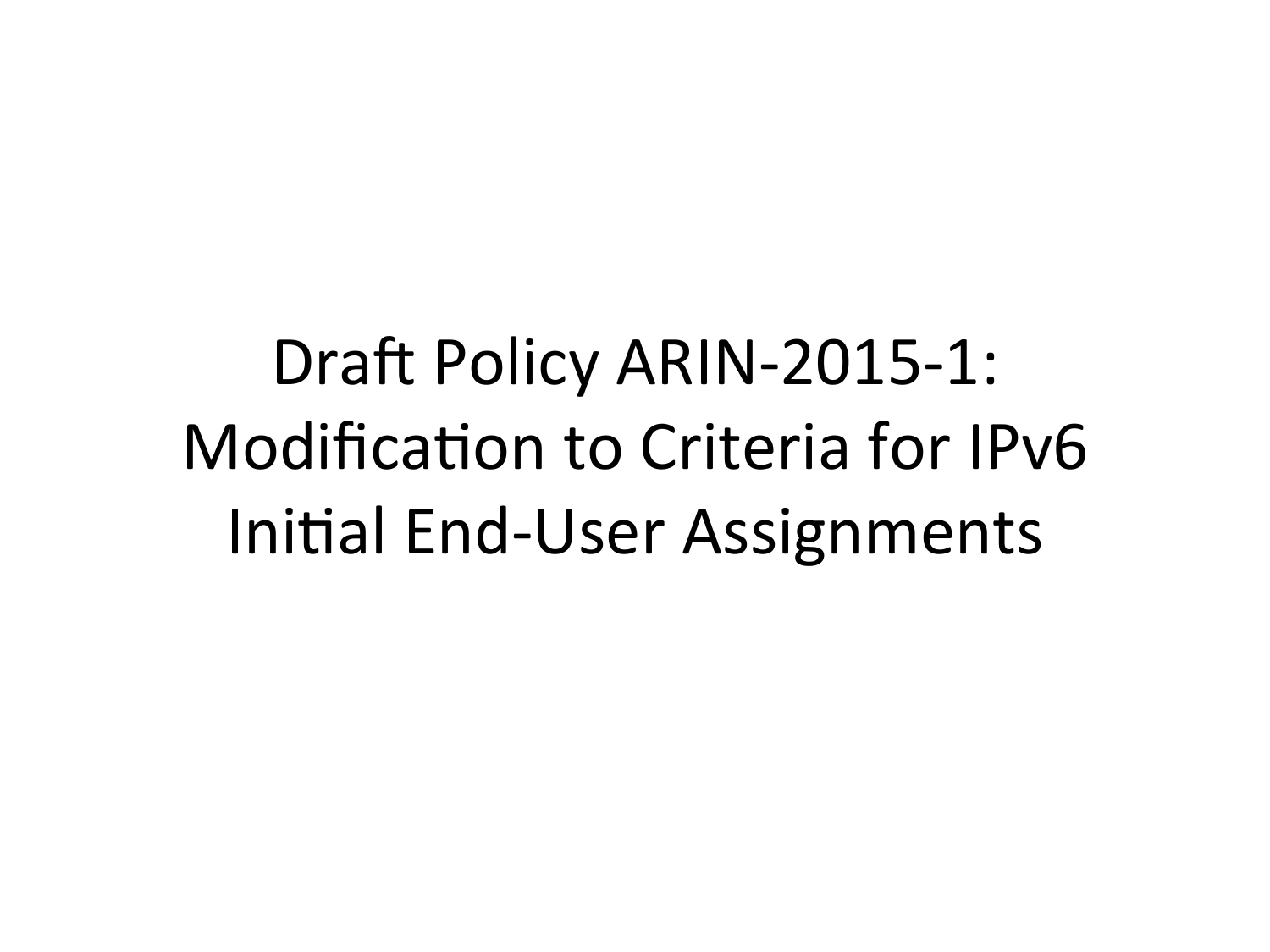# Draft Policy ARIN-2015-1: Modification to Criteria for IPv6 Initial End-User Assignments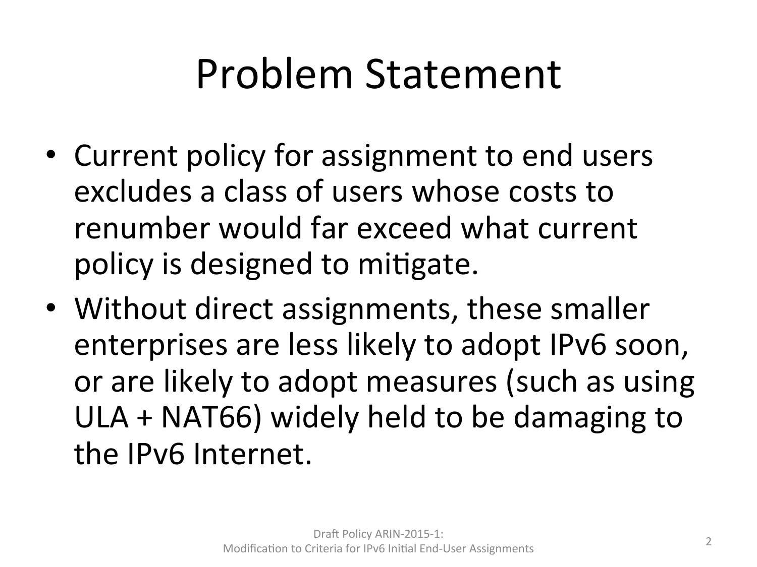# Problem Statement

- Current policy for assignment to end users excludes a class of users whose costs to renumber would far exceed what current policy is designed to mitigate.
- Without direct assignments, these smaller enterprises are less likely to adopt IPv6 soon, or are likely to adopt measures (such as using ULA + NAT66) widely held to be damaging to the IPv6 Internet.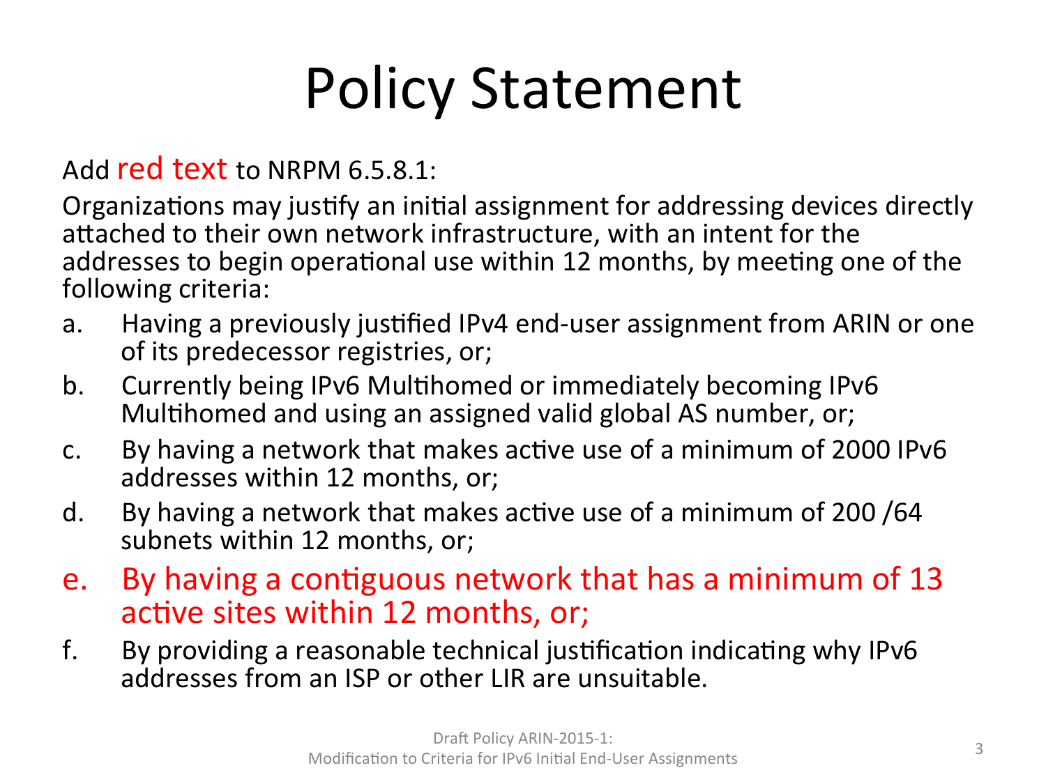# Policy Statement

Add red text to NRPM 6.5.8.1:

Organizations may justify an initial assignment for addressing devices directly attached to their own network infrastructure, with an intent for the addresses to begin operational use within 12 months, by meeting one of the following criteria:

a. Having a previously justified IPv4 end-user assignment from ARIN or one of its predecessor registries, or;

b. Currently being IPv6 Multihomed or immediately becoming IPv6 Multihomed and using an assigned valid global AS number, or;

c. By having a network that makes active use of a minimum of 2000 IPv6 addresses within 12 months, or;

d. By having a network that makes active use of a minimum of 200 /64 subnets within 12 months, or;

e. By having a contiguous network that has a minimum of 13 active sites within 12 months, or;

f. By providing a reasonable technical justification indicating why IPv6 addresses from an ISP or other LIR are unsuitable.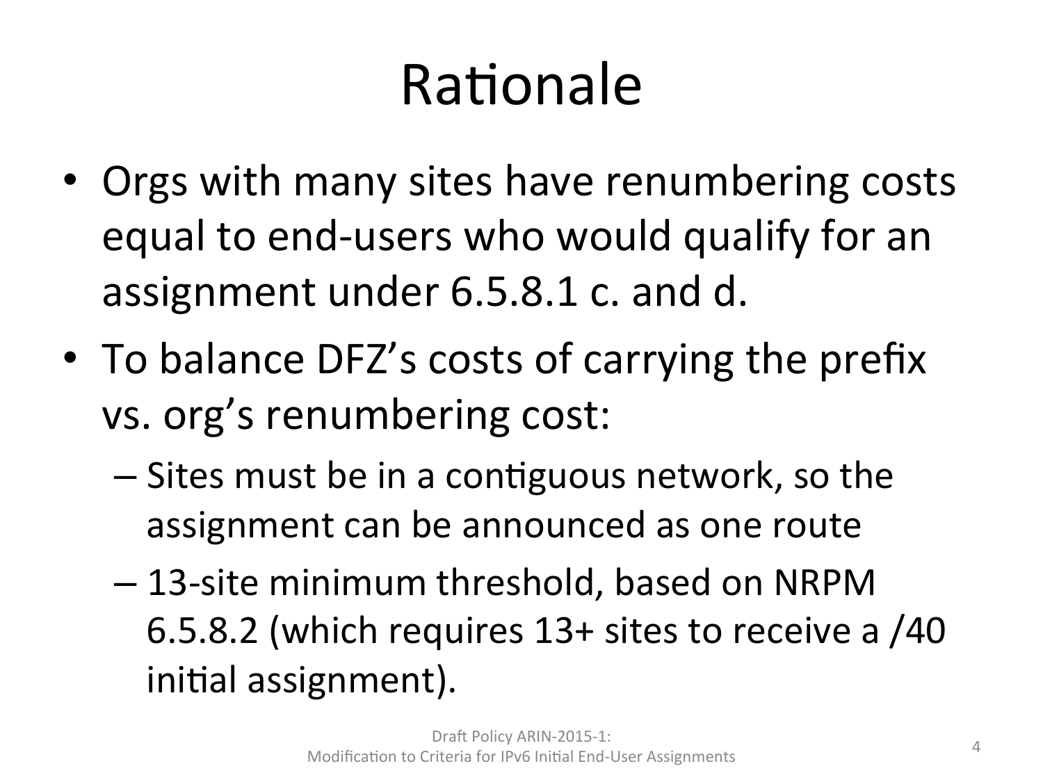# Rationale

- Orgs with many sites have renumbering costs equal to end-users who would qualify for an assignment under 6.5.8.1 c. and d.
- To balance DFZ's costs of carrying the prefix vs. org's renumbering cost:
  - Sites must be in a contiguous network, so the assignment can be announced as one route
  - 13-site minimum threshold, based on NRPM 6.5.8.2 (which requires 13+ sites to receive a /40 initial assignment).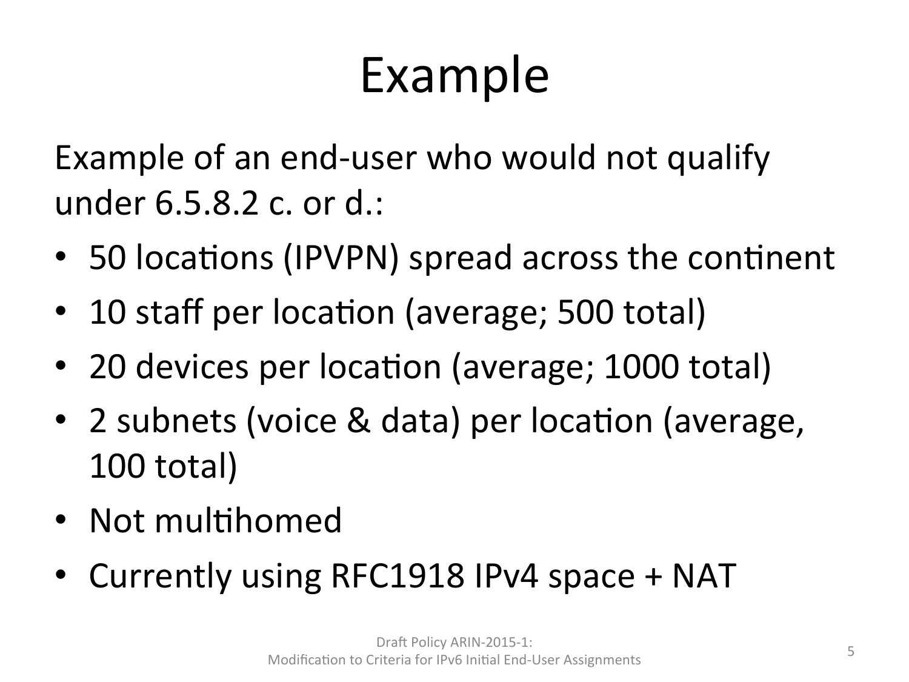# Example

Example of an end-user who would not qualify under 6.5.8.2 c. or d.:

- 50 locations (IPVPN) spread across the continent
- 10 staff per location (average; 500 total)
- 20 devices per location (average; 1000 total)
- 2 subnets (voice & data) per location (average, 100 total)
- Not multihomed
- Currently using RFC1918 IPv4 space + NAT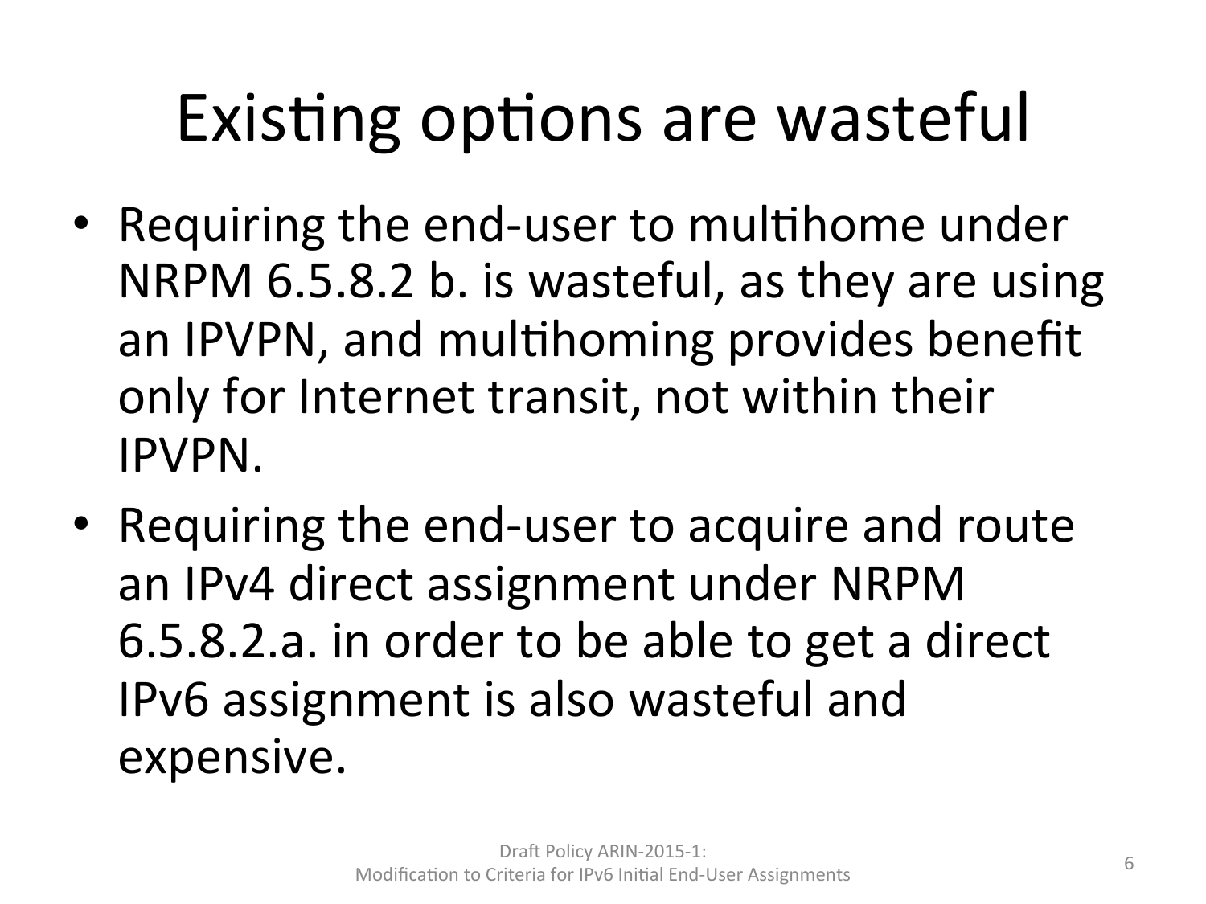# Existing options are wasteful

- Requiring the end-user to multihome under NRPM 6.5.8.2 b. is wasteful, as they are using an IPVPN, and multihoming provides benefit only for Internet transit, not within their IPVPN.
- Requiring the end-user to acquire and route an IPv4 direct assignment under NRPM 6.5.8.2.a. in order to be able to get a direct IPv6 assignment is also wasteful and expensive.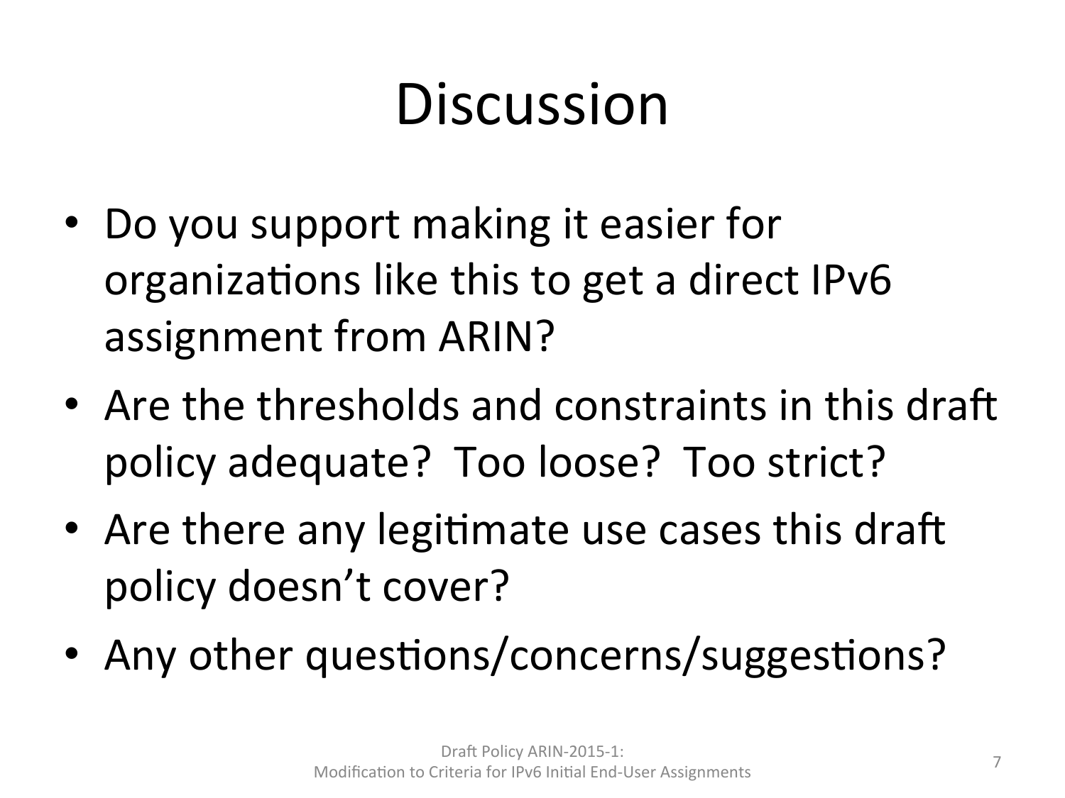# Discussion

- Do you support making it easier for organizations like this to get a direct IPv6 assignment from ARIN?
- Are the thresholds and constraints in this draft policy adequate? Too loose? Too strict?
- Are there any legitimate use cases this draft policy doesn't cover?
- Any other questions/concerns/suggestions?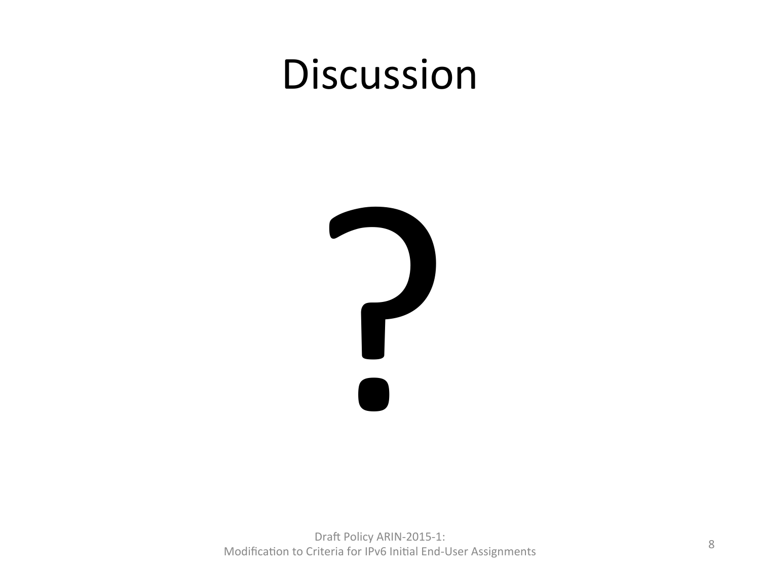# Discussion

?